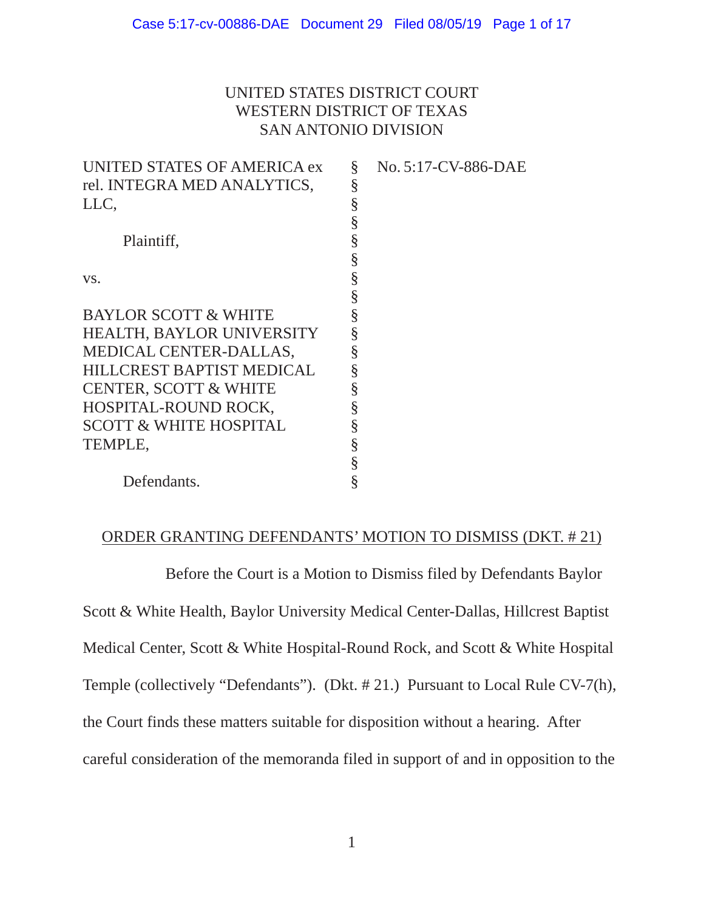UNITED STATES DISTRICT COURT
WESTERN DISTRICT OF TEXAS
SAN ANTONIO DIVISION

| | | |
|---|---|---|
| UNITED STATES OF AMERICA ex rel. INTEGRA MED ANALYTICS, LLC, | § | No. 5:17-CV-886-DAE |
| | § | |
| Plaintiff, | § | |
| | § | |
| vs. | § | |
| | § | |
| BAYLOR SCOTT & WHITE HEALTH, BAYLOR UNIVERSITY MEDICAL CENTER-DALLAS, HILLCREST BAPTIST MEDICAL CENTER, SCOTT & WHITE HOSPITAL-ROUND ROCK, SCOTT & WHITE HOSPITAL TEMPLE, | § | |
| | § | |
| Defendants. | § | |

ORDER GRANTING DEFENDANTS' MOTION TO DISMISS (DKT. # 21)

Before the Court is a Motion to Dismiss filed by Defendants Baylor Scott & White Health, Baylor University Medical Center-Dallas, Hillcrest Baptist Medical Center, Scott & White Hospital-Round Rock, and Scott & White Hospital Temple (collectively "Defendants"). (Dkt. # 21.) Pursuant to Local Rule CV-7(h), the Court finds these matters suitable for disposition without a hearing. After careful consideration of the memoranda filed in support of and in opposition to the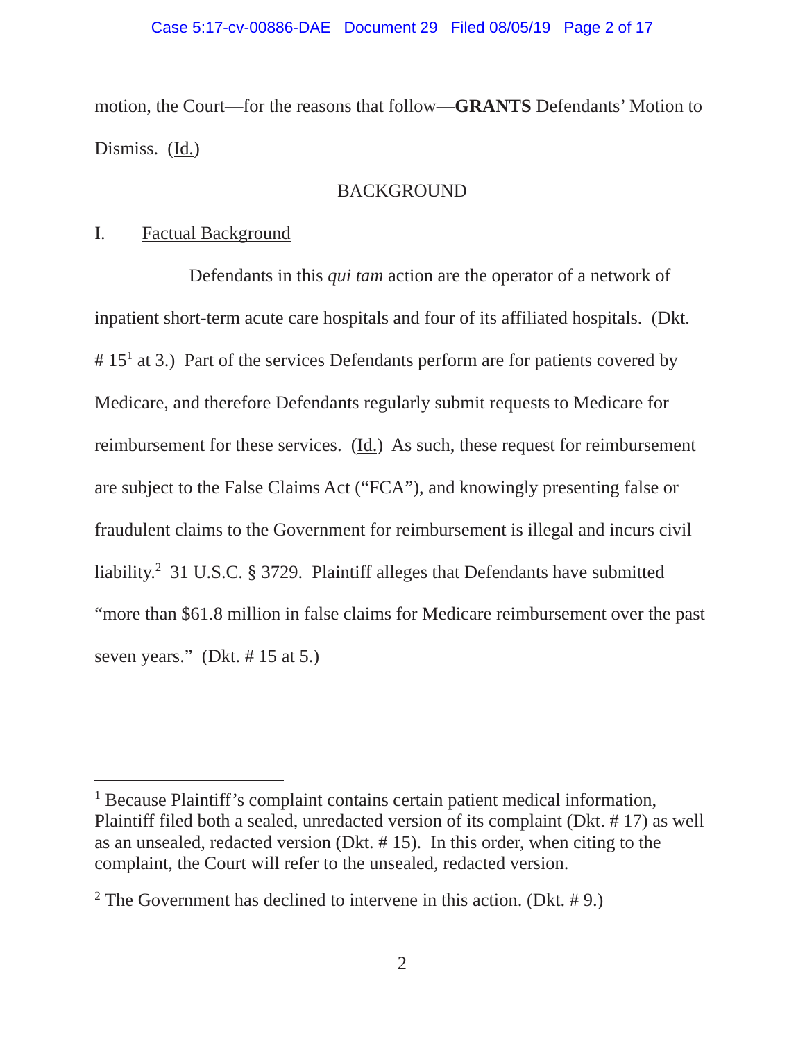motion, the Court—for the reasons that follow—**GRANTS** Defendants' Motion to Dismiss. (Id.)

## BACKGROUND

### I. Factual Background

Defendants in this *qui tam* action are the operator of a network of inpatient short-term acute care hospitals and four of its affiliated hospitals. (Dkt. # 15[1] at 3.) Part of the services Defendants perform are for patients covered by Medicare, and therefore Defendants regularly submit requests to Medicare for reimbursement for these services. (Id.) As such, these request for reimbursement are subject to the False Claims Act ("FCA"), and knowingly presenting false or fraudulent claims to the Government for reimbursement is illegal and incurs civil liability.[2] 31 U.S.C. § 3729. Plaintiff alleges that Defendants have submitted "more than $61.8 million in false claims for Medicare reimbursement over the past seven years." (Dkt. # 15 at 5.)

---

[1] Because Plaintiff's complaint contains certain patient medical information, Plaintiff filed both a sealed, unredacted version of its complaint (Dkt. # 17) as well as an unsealed, redacted version (Dkt. # 15). In this order, when citing to the complaint, the Court will refer to the unsealed, redacted version.

[2] The Government has declined to intervene in this action. (Dkt. # 9.)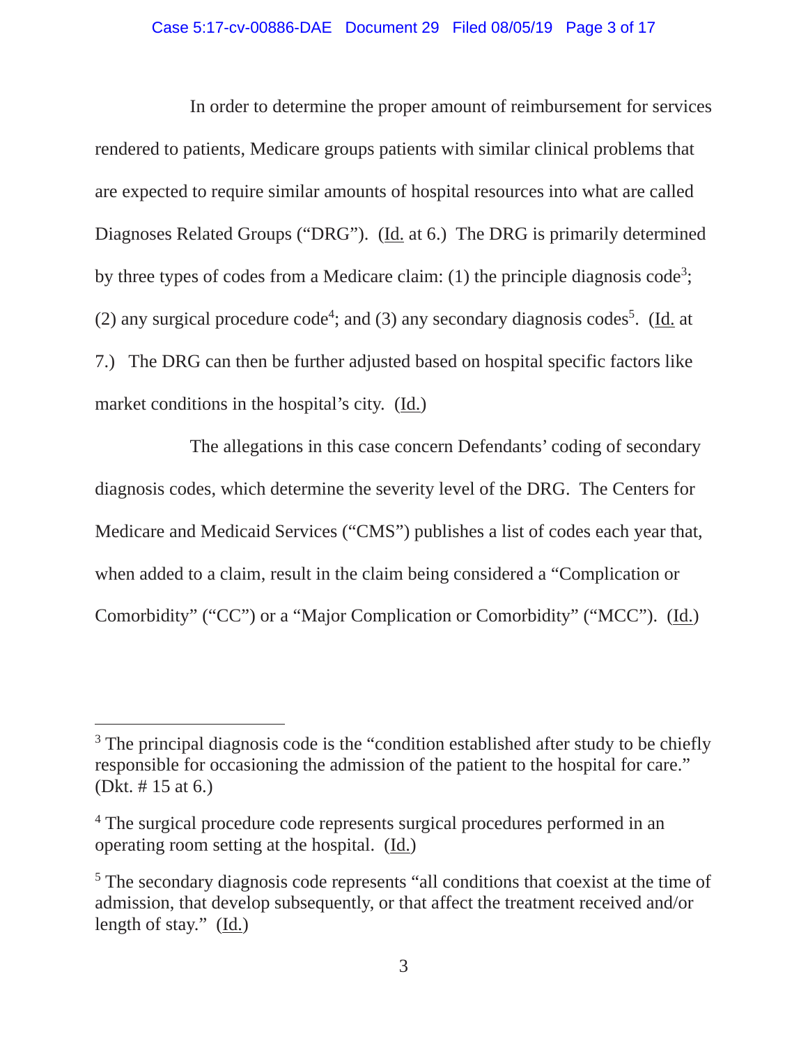In order to determine the proper amount of reimbursement for services rendered to patients, Medicare groups patients with similar clinical problems that are expected to require similar amounts of hospital resources into what are called Diagnoses Related Groups ("DRG"). (Id. at 6.) The DRG is primarily determined by three types of codes from a Medicare claim: (1) the principle diagnosis code[3]; (2) any surgical procedure code[4]; and (3) any secondary diagnosis codes[5]. (Id. at 7.) The DRG can then be further adjusted based on hospital specific factors like market conditions in the hospital's city. (Id.)

The allegations in this case concern Defendants' coding of secondary diagnosis codes, which determine the severity level of the DRG. The Centers for Medicare and Medicaid Services ("CMS") publishes a list of codes each year that, when added to a claim, result in the claim being considered a "Complication or Comorbidity" ("CC") or a "Major Complication or Comorbidity" ("MCC"). (Id.)

---

[3] The principal diagnosis code is the "condition established after study to be chiefly responsible for occasioning the admission of the patient to the hospital for care." (Dkt. # 15 at 6.)

[4] The surgical procedure code represents surgical procedures performed in an operating room setting at the hospital. (Id.)

[5] The secondary diagnosis code represents "all conditions that coexist at the time of admission, that develop subsequently, or that affect the treatment received and/or length of stay." (Id.)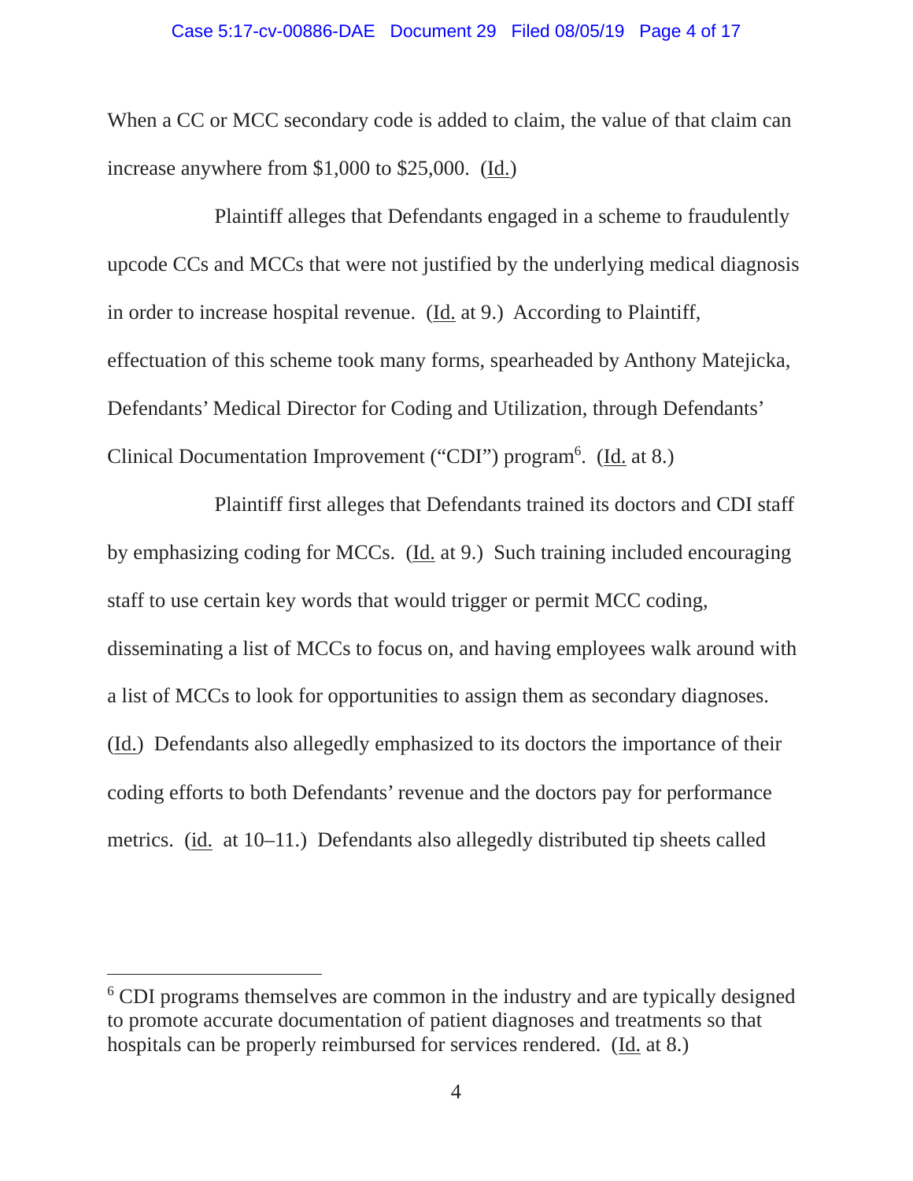When a CC or MCC secondary code is added to claim, the value of that claim can increase anywhere from $1,000 to $25,000. (Id.)

Plaintiff alleges that Defendants engaged in a scheme to fraudulently upcode CCs and MCCs that were not justified by the underlying medical diagnosis in order to increase hospital revenue. (Id. at 9.) According to Plaintiff, effectuation of this scheme took many forms, spearheaded by Anthony Matejicka, Defendants' Medical Director for Coding and Utilization, through Defendants' Clinical Documentation Improvement ("CDI") program[6]. (Id. at 8.)

Plaintiff first alleges that Defendants trained its doctors and CDI staff by emphasizing coding for MCCs. (Id. at 9.) Such training included encouraging staff to use certain key words that would trigger or permit MCC coding, disseminating a list of MCCs to focus on, and having employees walk around with a list of MCCs to look for opportunities to assign them as secondary diagnoses. (Id.) Defendants also allegedly emphasized to its doctors the importance of their coding efforts to both Defendants' revenue and the doctors pay for performance metrics. (id. at 10–11.) Defendants also allegedly distributed tip sheets called

---

[6] CDI programs themselves are common in the industry and are typically designed to promote accurate documentation of patient diagnoses and treatments so that hospitals can be properly reimbursed for services rendered. (Id. at 8.)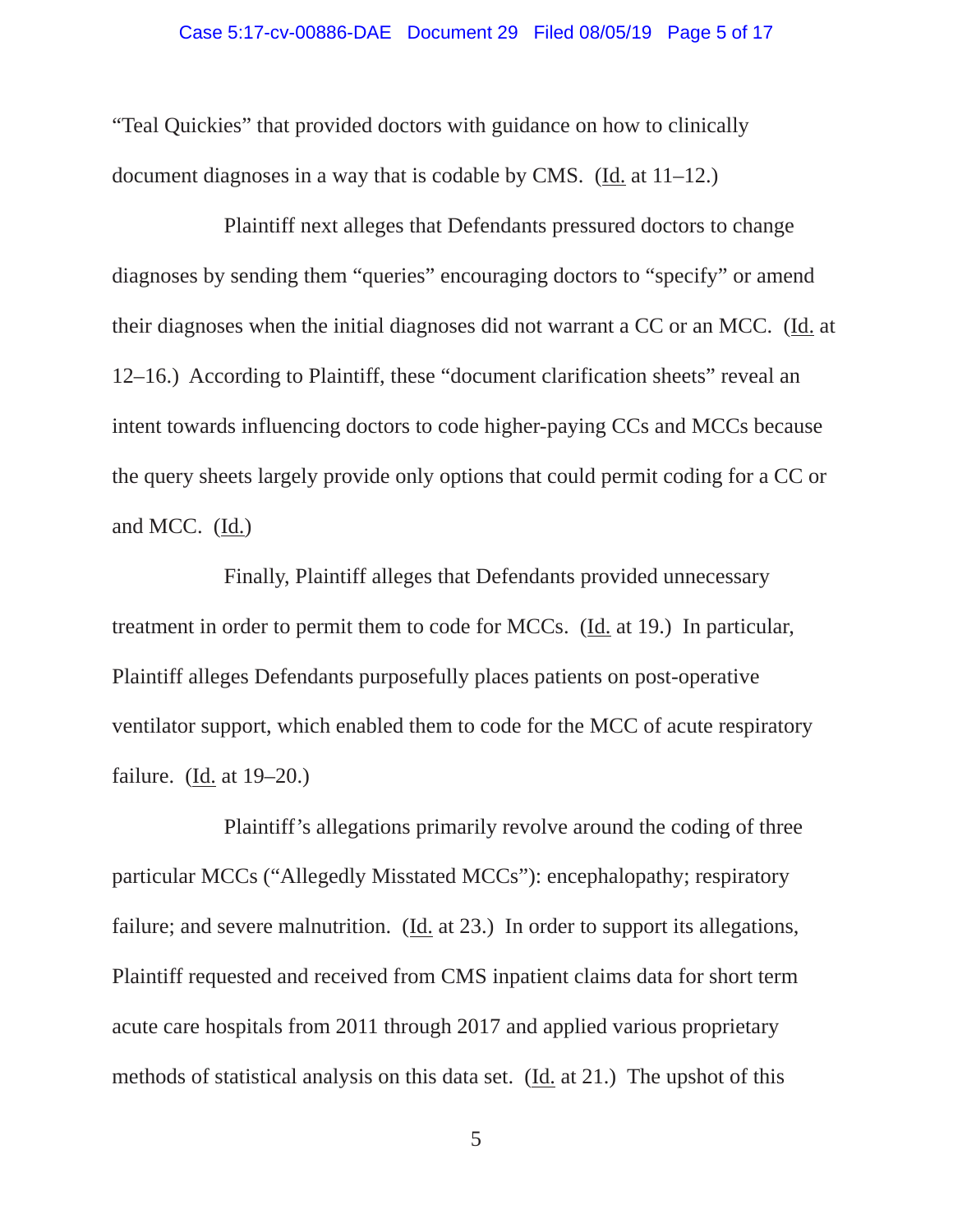"Teal Quickies" that provided doctors with guidance on how to clinically document diagnoses in a way that is codable by CMS. (Id. at 11–12.)

Plaintiff next alleges that Defendants pressured doctors to change diagnoses by sending them "queries" encouraging doctors to "specify" or amend their diagnoses when the initial diagnoses did not warrant a CC or an MCC. (Id. at 12–16.) According to Plaintiff, these "document clarification sheets" reveal an intent towards influencing doctors to code higher-paying CCs and MCCs because the query sheets largely provide only options that could permit coding for a CC or and MCC. (Id.)

Finally, Plaintiff alleges that Defendants provided unnecessary treatment in order to permit them to code for MCCs. (Id. at 19.) In particular, Plaintiff alleges Defendants purposefully places patients on post-operative ventilator support, which enabled them to code for the MCC of acute respiratory failure. (Id. at 19–20.)

Plaintiff's allegations primarily revolve around the coding of three particular MCCs ("Allegedly Misstated MCCs"): encephalopathy; respiratory failure; and severe malnutrition. (Id. at 23.) In order to support its allegations, Plaintiff requested and received from CMS inpatient claims data for short term acute care hospitals from 2011 through 2017 and applied various proprietary methods of statistical analysis on this data set. (Id. at 21.) The upshot of this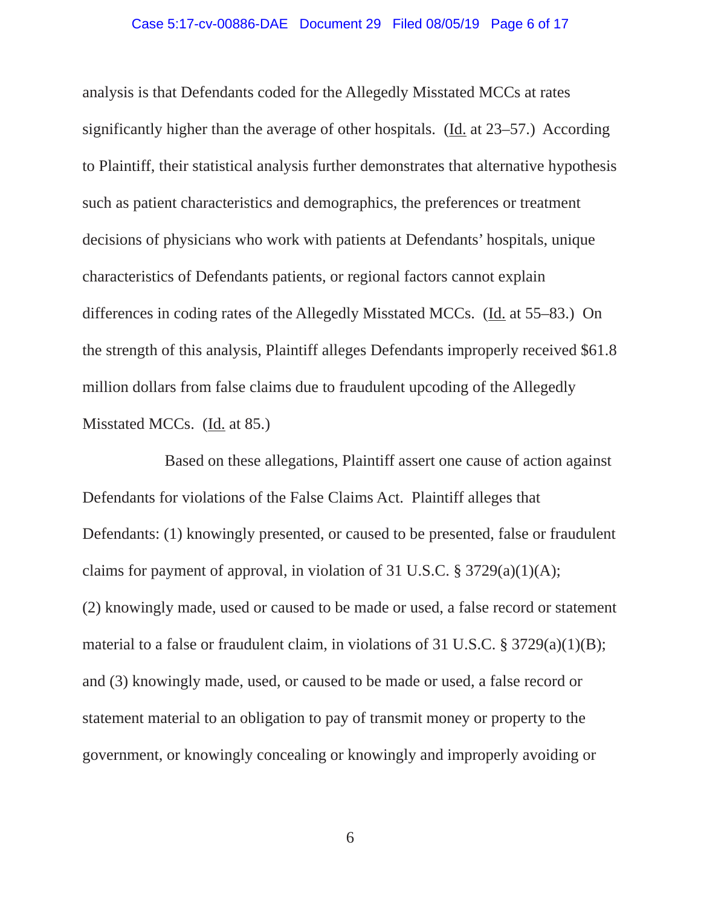analysis is that Defendants coded for the Allegedly Misstated MCCs at rates significantly higher than the average of other hospitals. (Id. at 23–57.) According to Plaintiff, their statistical analysis further demonstrates that alternative hypothesis such as patient characteristics and demographics, the preferences or treatment decisions of physicians who work with patients at Defendants' hospitals, unique characteristics of Defendants patients, or regional factors cannot explain differences in coding rates of the Allegedly Misstated MCCs. (Id. at 55–83.) On the strength of this analysis, Plaintiff alleges Defendants improperly received $61.8 million dollars from false claims due to fraudulent upcoding of the Allegedly Misstated MCCs. (Id. at 85.)

Based on these allegations, Plaintiff assert one cause of action against Defendants for violations of the False Claims Act. Plaintiff alleges that Defendants: (1) knowingly presented, or caused to be presented, false or fraudulent claims for payment of approval, in violation of 31 U.S.C. § 3729(a)(1)(A); (2) knowingly made, used or caused to be made or used, a false record or statement material to a false or fraudulent claim, in violations of 31 U.S.C. § 3729(a)(1)(B); and (3) knowingly made, used, or caused to be made or used, a false record or statement material to an obligation to pay of transmit money or property to the government, or knowingly concealing or knowingly and improperly avoiding or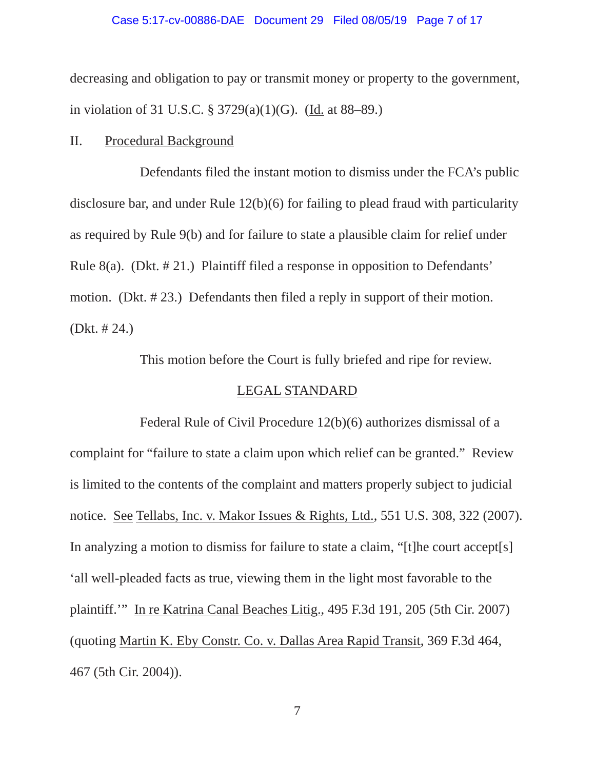decreasing and obligation to pay or transmit money or property to the government, in violation of 31 U.S.C. § 3729(a)(1)(G). (Id. at 88–89.)

II. Procedural Background

Defendants filed the instant motion to dismiss under the FCA's public disclosure bar, and under Rule 12(b)(6) for failing to plead fraud with particularity as required by Rule 9(b) and for failure to state a plausible claim for relief under Rule 8(a). (Dkt. # 21.) Plaintiff filed a response in opposition to Defendants' motion. (Dkt. # 23.) Defendants then filed a reply in support of their motion. (Dkt. # 24.)

This motion before the Court is fully briefed and ripe for review.

## LEGAL STANDARD

Federal Rule of Civil Procedure 12(b)(6) authorizes dismissal of a complaint for "failure to state a claim upon which relief can be granted." Review is limited to the contents of the complaint and matters properly subject to judicial notice. See Tellabs, Inc. v. Makor Issues & Rights, Ltd., 551 U.S. 308, 322 (2007). In analyzing a motion to dismiss for failure to state a claim, "[t]he court accept[s] 'all well-pleaded facts as true, viewing them in the light most favorable to the plaintiff.'" In re Katrina Canal Beaches Litig., 495 F.3d 191, 205 (5th Cir. 2007) (quoting Martin K. Eby Constr. Co. v. Dallas Area Rapid Transit, 369 F.3d 464, 467 (5th Cir. 2004)).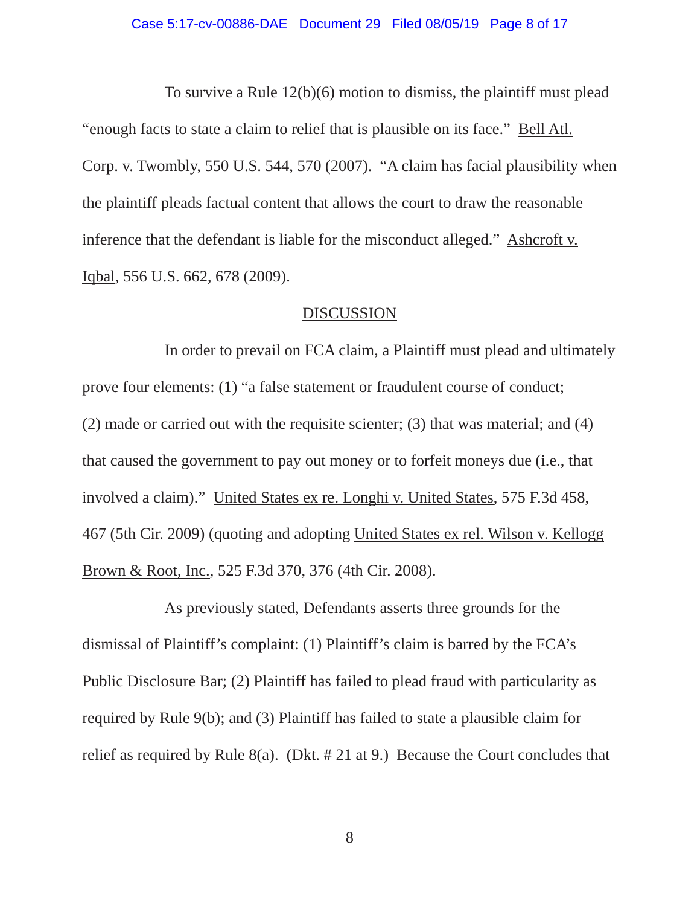To survive a Rule 12(b)(6) motion to dismiss, the plaintiff must plead "enough facts to state a claim to relief that is plausible on its face." Bell Atl. Corp. v. Twombly, 550 U.S. 544, 570 (2007). "A claim has facial plausibility when the plaintiff pleads factual content that allows the court to draw the reasonable inference that the defendant is liable for the misconduct alleged." Ashcroft v. Iqbal, 556 U.S. 662, 678 (2009).

## DISCUSSION

In order to prevail on FCA claim, a Plaintiff must plead and ultimately prove four elements: (1) "a false statement or fraudulent course of conduct; (2) made or carried out with the requisite scienter; (3) that was material; and (4) that caused the government to pay out money or to forfeit moneys due (i.e., that involved a claim)." United States ex re. Longhi v. United States, 575 F.3d 458, 467 (5th Cir. 2009) (quoting and adopting United States ex rel. Wilson v. Kellogg Brown & Root, Inc., 525 F.3d 370, 376 (4th Cir. 2008).

As previously stated, Defendants asserts three grounds for the dismissal of Plaintiff's complaint: (1) Plaintiff's claim is barred by the FCA's Public Disclosure Bar; (2) Plaintiff has failed to plead fraud with particularity as required by Rule 9(b); and (3) Plaintiff has failed to state a plausible claim for relief as required by Rule 8(a). (Dkt. # 21 at 9.) Because the Court concludes that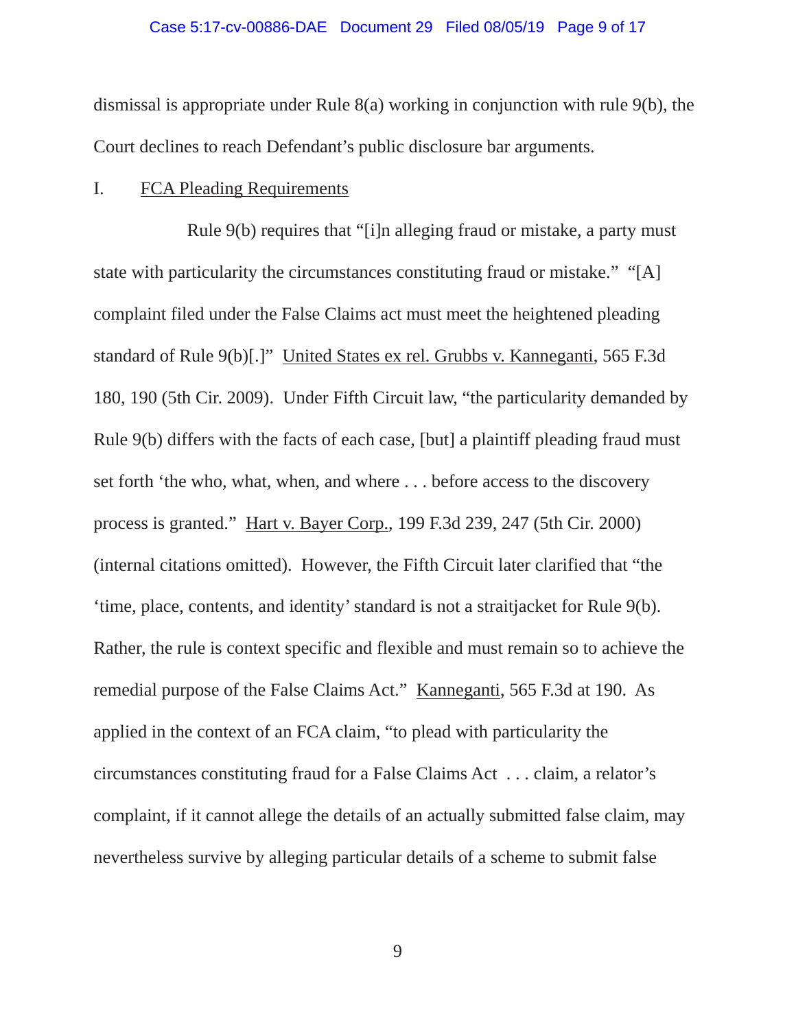dismissal is appropriate under Rule 8(a) working in conjunction with rule 9(b), the Court declines to reach Defendant's public disclosure bar arguments.

## I. FCA Pleading Requirements

Rule 9(b) requires that "[i]n alleging fraud or mistake, a party must state with particularity the circumstances constituting fraud or mistake." "[A] complaint filed under the False Claims act must meet the heightened pleading standard of Rule 9(b)[.]" United States ex rel. Grubbs v. Kanneganti, 565 F.3d 180, 190 (5th Cir. 2009). Under Fifth Circuit law, "the particularity demanded by Rule 9(b) differs with the facts of each case, [but] a plaintiff pleading fraud must set forth 'the who, what, when, and where . . . before access to the discovery process is granted." Hart v. Bayer Corp., 199 F.3d 239, 247 (5th Cir. 2000) (internal citations omitted). However, the Fifth Circuit later clarified that "the 'time, place, contents, and identity' standard is not a straitjacket for Rule 9(b). Rather, the rule is context specific and flexible and must remain so to achieve the remedial purpose of the False Claims Act." Kanneganti, 565 F.3d at 190. As applied in the context of an FCA claim, "to plead with particularity the circumstances constituting fraud for a False Claims Act . . . claim, a relator's complaint, if it cannot allege the details of an actually submitted false claim, may nevertheless survive by alleging particular details of a scheme to submit false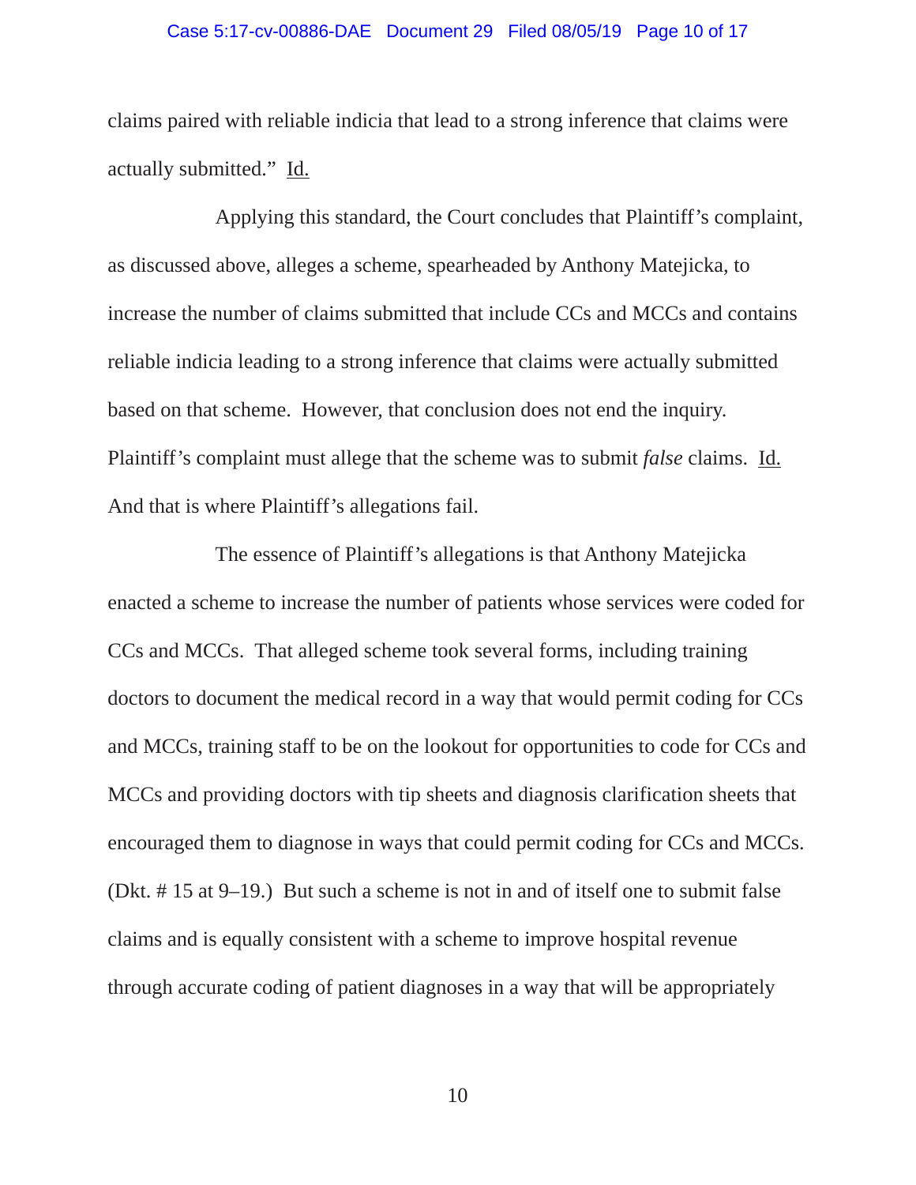claims paired with reliable indicia that lead to a strong inference that claims were actually submitted." Id.

Applying this standard, the Court concludes that Plaintiff's complaint, as discussed above, alleges a scheme, spearheaded by Anthony Matejicka, to increase the number of claims submitted that include CCs and MCCs and contains reliable indicia leading to a strong inference that claims were actually submitted based on that scheme. However, that conclusion does not end the inquiry. Plaintiff's complaint must allege that the scheme was to submit *false* claims. Id. And that is where Plaintiff's allegations fail.

The essence of Plaintiff's allegations is that Anthony Matejicka enacted a scheme to increase the number of patients whose services were coded for CCs and MCCs. That alleged scheme took several forms, including training doctors to document the medical record in a way that would permit coding for CCs and MCCs, training staff to be on the lookout for opportunities to code for CCs and MCCs and providing doctors with tip sheets and diagnosis clarification sheets that encouraged them to diagnose in ways that could permit coding for CCs and MCCs. (Dkt. # 15 at 9–19.) But such a scheme is not in and of itself one to submit false claims and is equally consistent with a scheme to improve hospital revenue through accurate coding of patient diagnoses in a way that will be appropriately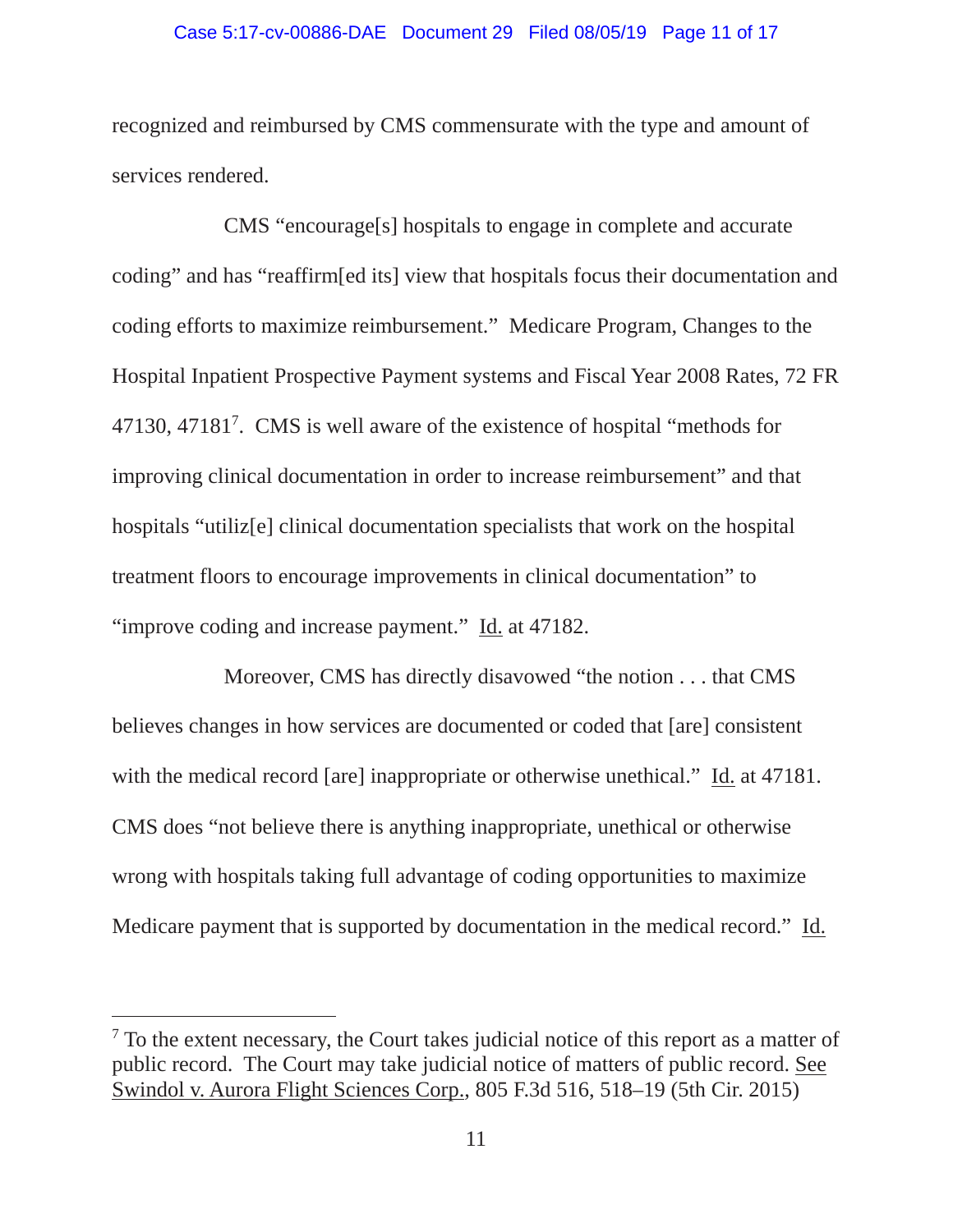recognized and reimbursed by CMS commensurate with the type and amount of services rendered.

CMS "encourage[s] hospitals to engage in complete and accurate coding" and has "reaffirm[ed its] view that hospitals focus their documentation and coding efforts to maximize reimbursement." Medicare Program, Changes to the Hospital Inpatient Prospective Payment systems and Fiscal Year 2008 Rates, 72 FR 47130, 47181[7]. CMS is well aware of the existence of hospital "methods for improving clinical documentation in order to increase reimbursement" and that hospitals "utiliz[e] clinical documentation specialists that work on the hospital treatment floors to encourage improvements in clinical documentation" to "improve coding and increase payment." Id. at 47182.

Moreover, CMS has directly disavowed "the notion . . . that CMS believes changes in how services are documented or coded that [are] consistent with the medical record [are] inappropriate or otherwise unethical." Id. at 47181. CMS does "not believe there is anything inappropriate, unethical or otherwise wrong with hospitals taking full advantage of coding opportunities to maximize Medicare payment that is supported by documentation in the medical record." Id.

---

[7] To the extent necessary, the Court takes judicial notice of this report as a matter of public record. The Court may take judicial notice of matters of public record. See Swindol v. Aurora Flight Sciences Corp., 805 F.3d 516, 518–19 (5th Cir. 2015)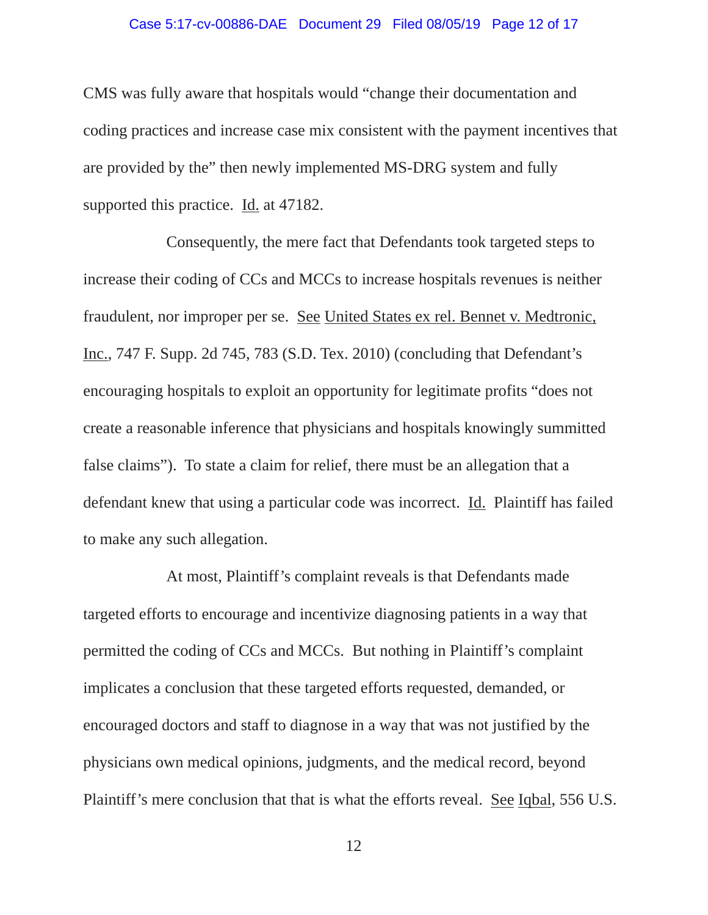CMS was fully aware that hospitals would "change their documentation and coding practices and increase case mix consistent with the payment incentives that are provided by the" then newly implemented MS-DRG system and fully supported this practice. Id. at 47182.

Consequently, the mere fact that Defendants took targeted steps to increase their coding of CCs and MCCs to increase hospitals revenues is neither fraudulent, nor improper per se. See United States ex rel. Bennet v. Medtronic, Inc., 747 F. Supp. 2d 745, 783 (S.D. Tex. 2010) (concluding that Defendant's encouraging hospitals to exploit an opportunity for legitimate profits "does not create a reasonable inference that physicians and hospitals knowingly summitted false claims"). To state a claim for relief, there must be an allegation that a defendant knew that using a particular code was incorrect. Id. Plaintiff has failed to make any such allegation.

At most, Plaintiff's complaint reveals is that Defendants made targeted efforts to encourage and incentivize diagnosing patients in a way that permitted the coding of CCs and MCCs. But nothing in Plaintiff's complaint implicates a conclusion that these targeted efforts requested, demanded, or encouraged doctors and staff to diagnose in a way that was not justified by the physicians own medical opinions, judgments, and the medical record, beyond Plaintiff's mere conclusion that that is what the efforts reveal. See Iqbal, 556 U.S.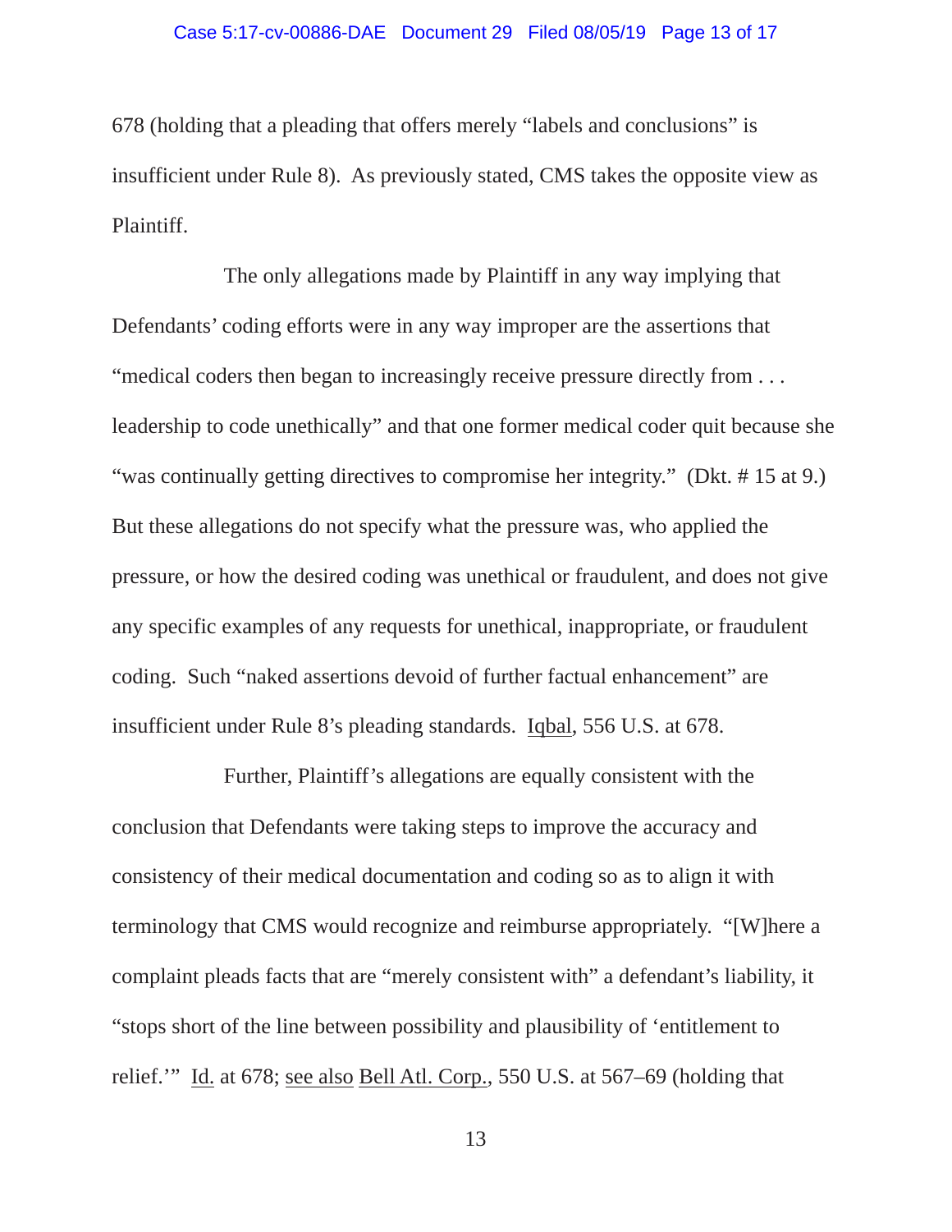678 (holding that a pleading that offers merely "labels and conclusions" is insufficient under Rule 8). As previously stated, CMS takes the opposite view as Plaintiff.

The only allegations made by Plaintiff in any way implying that Defendants' coding efforts were in any way improper are the assertions that "medical coders then began to increasingly receive pressure directly from . . . leadership to code unethically" and that one former medical coder quit because she "was continually getting directives to compromise her integrity." (Dkt. # 15 at 9.) But these allegations do not specify what the pressure was, who applied the pressure, or how the desired coding was unethical or fraudulent, and does not give any specific examples of any requests for unethical, inappropriate, or fraudulent coding. Such "naked assertions devoid of further factual enhancement" are insufficient under Rule 8's pleading standards. Iqbal, 556 U.S. at 678.

Further, Plaintiff's allegations are equally consistent with the conclusion that Defendants were taking steps to improve the accuracy and consistency of their medical documentation and coding so as to align it with terminology that CMS would recognize and reimburse appropriately. "[W]here a complaint pleads facts that are "merely consistent with" a defendant's liability, it "stops short of the line between possibility and plausibility of 'entitlement to relief.'" Id. at 678; see also Bell Atl. Corp., 550 U.S. at 567–69 (holding that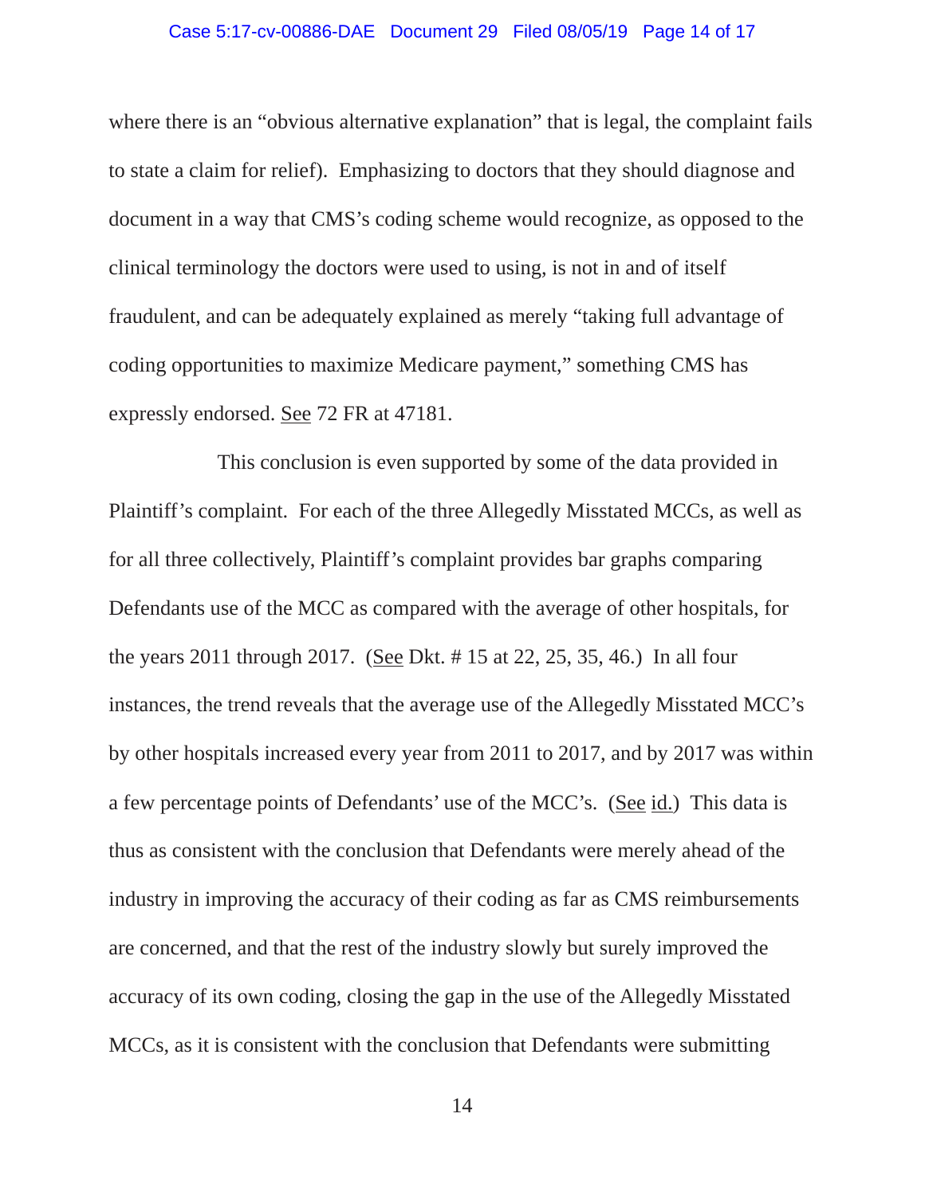where there is an "obvious alternative explanation" that is legal, the complaint fails to state a claim for relief). Emphasizing to doctors that they should diagnose and document in a way that CMS's coding scheme would recognize, as opposed to the clinical terminology the doctors were used to using, is not in and of itself fraudulent, and can be adequately explained as merely "taking full advantage of coding opportunities to maximize Medicare payment," something CMS has expressly endorsed. See 72 FR at 47181.

This conclusion is even supported by some of the data provided in Plaintiff's complaint. For each of the three Allegedly Misstated MCCs, as well as for all three collectively, Plaintiff's complaint provides bar graphs comparing Defendants use of the MCC as compared with the average of other hospitals, for the years 2011 through 2017. (See Dkt. # 15 at 22, 25, 35, 46.) In all four instances, the trend reveals that the average use of the Allegedly Misstated MCC's by other hospitals increased every year from 2011 to 2017, and by 2017 was within a few percentage points of Defendants' use of the MCC's. (See id.) This data is thus as consistent with the conclusion that Defendants were merely ahead of the industry in improving the accuracy of their coding as far as CMS reimbursements are concerned, and that the rest of the industry slowly but surely improved the accuracy of its own coding, closing the gap in the use of the Allegedly Misstated MCCs, as it is consistent with the conclusion that Defendants were submitting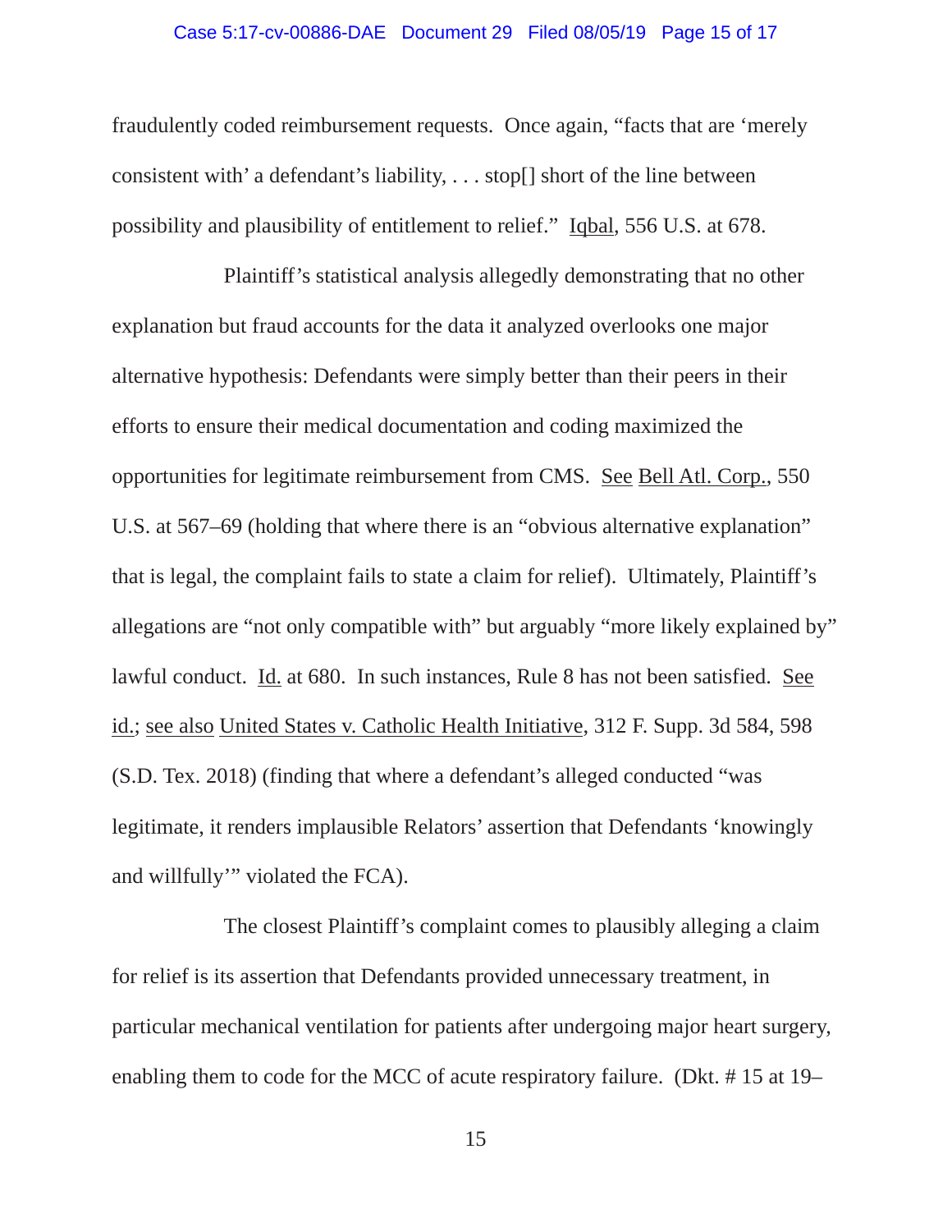fraudulently coded reimbursement requests. Once again, "facts that are 'merely consistent with' a defendant's liability, . . . stop[] short of the line between possibility and plausibility of entitlement to relief." Iqbal, 556 U.S. at 678.

Plaintiff's statistical analysis allegedly demonstrating that no other explanation but fraud accounts for the data it analyzed overlooks one major alternative hypothesis: Defendants were simply better than their peers in their efforts to ensure their medical documentation and coding maximized the opportunities for legitimate reimbursement from CMS. See Bell Atl. Corp., 550 U.S. at 567–69 (holding that where there is an "obvious alternative explanation" that is legal, the complaint fails to state a claim for relief). Ultimately, Plaintiff's allegations are "not only compatible with" but arguably "more likely explained by" lawful conduct. Id. at 680. In such instances, Rule 8 has not been satisfied. See id.; see also United States v. Catholic Health Initiative, 312 F. Supp. 3d 584, 598 (S.D. Tex. 2018) (finding that where a defendant's alleged conducted "was legitimate, it renders implausible Relators' assertion that Defendants 'knowingly and willfully'" violated the FCA).

The closest Plaintiff's complaint comes to plausibly alleging a claim for relief is its assertion that Defendants provided unnecessary treatment, in particular mechanical ventilation for patients after undergoing major heart surgery, enabling them to code for the MCC of acute respiratory failure. (Dkt. # 15 at 19–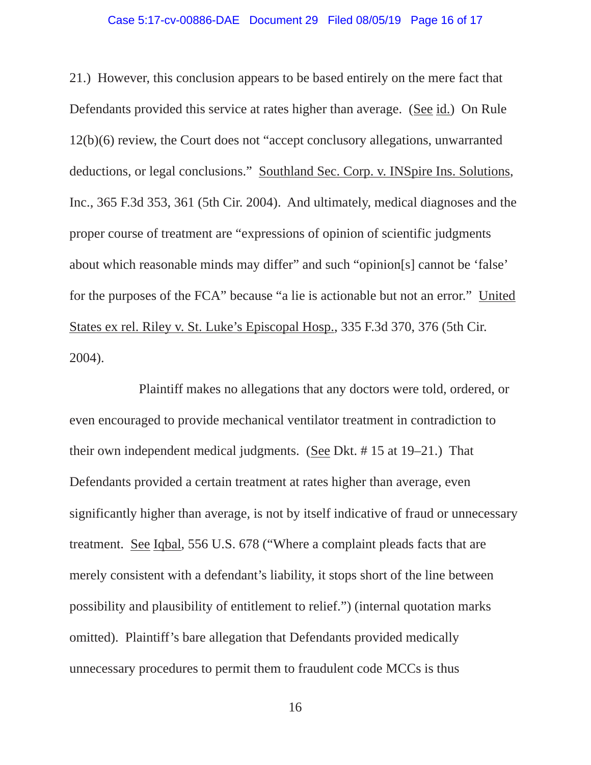21.) However, this conclusion appears to be based entirely on the mere fact that Defendants provided this service at rates higher than average. (See id.) On Rule 12(b)(6) review, the Court does not "accept conclusory allegations, unwarranted deductions, or legal conclusions." Southland Sec. Corp. v. INSpire Ins. Solutions, Inc., 365 F.3d 353, 361 (5th Cir. 2004). And ultimately, medical diagnoses and the proper course of treatment are "expressions of opinion of scientific judgments about which reasonable minds may differ" and such "opinion[s] cannot be 'false' for the purposes of the FCA" because "a lie is actionable but not an error." United States ex rel. Riley v. St. Luke's Episcopal Hosp., 335 F.3d 370, 376 (5th Cir. 2004).

Plaintiff makes no allegations that any doctors were told, ordered, or even encouraged to provide mechanical ventilator treatment in contradiction to their own independent medical judgments. (See Dkt. # 15 at 19–21.) That Defendants provided a certain treatment at rates higher than average, even significantly higher than average, is not by itself indicative of fraud or unnecessary treatment. See Iqbal, 556 U.S. 678 ("Where a complaint pleads facts that are merely consistent with a defendant's liability, it stops short of the line between possibility and plausibility of entitlement to relief.") (internal quotation marks omitted). Plaintiff's bare allegation that Defendants provided medically unnecessary procedures to permit them to fraudulent code MCCs is thus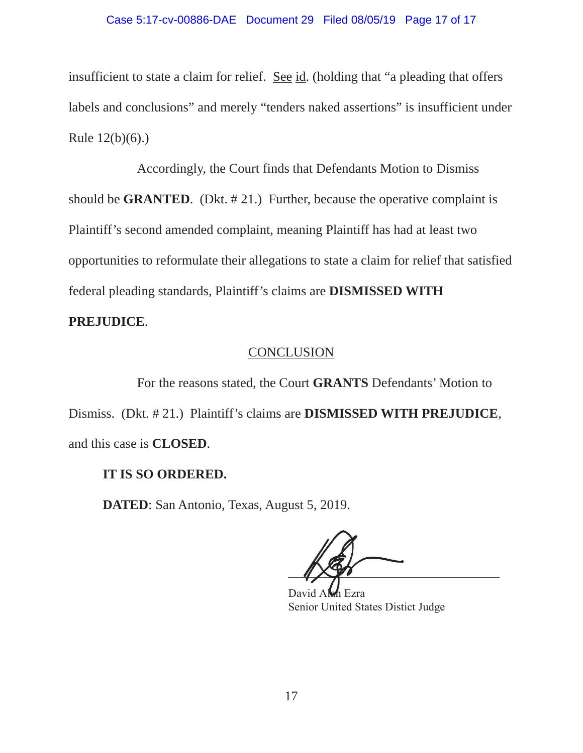insufficient to state a claim for relief. See id. (holding that "a pleading that offers labels and conclusions" and merely "tenders naked assertions" is insufficient under Rule 12(b)(6).)

Accordingly, the Court finds that Defendants Motion to Dismiss should be **GRANTED**. (Dkt. # 21.) Further, because the operative complaint is Plaintiff's second amended complaint, meaning Plaintiff has had at least two opportunities to reformulate their allegations to state a claim for relief that satisfied federal pleading standards, Plaintiff's claims are **DISMISSED WITH PREJUDICE**.

## CONCLUSION

For the reasons stated, the Court **GRANTS** Defendants' Motion to Dismiss. (Dkt. # 21.) Plaintiff's claims are **DISMISSED WITH PREJUDICE**, and this case is **CLOSED**.

**IT IS SO ORDERED.**

**DATED**: San Antonio, Texas, August 5, 2019.

David Alan Ezra
Senior United States Distict Judge